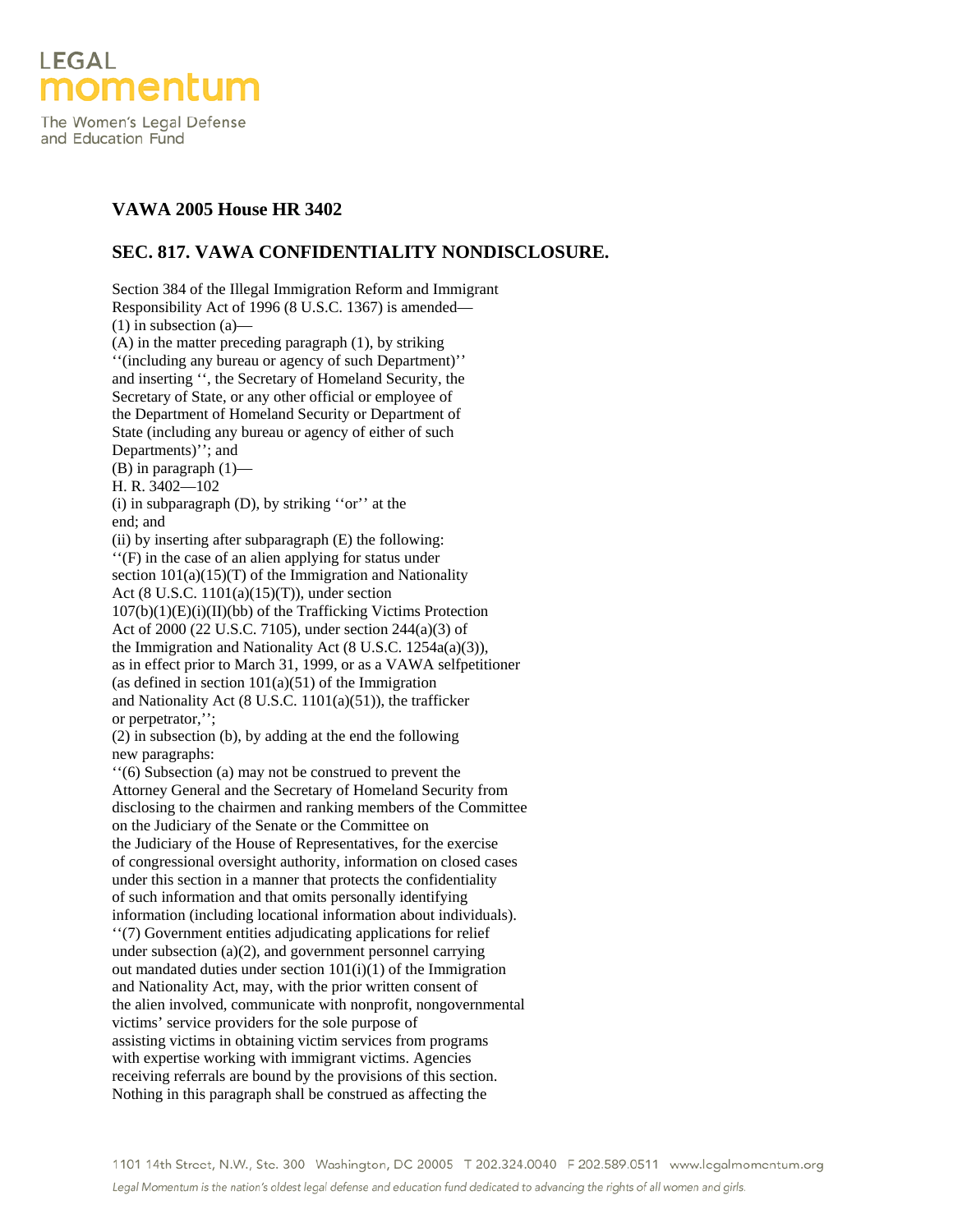LEGAL
momentum

The Women's Legal Defense and Education Fund

## VAWA 2005 House HR 3402

## SEC. 817. VAWA CONFIDENTIALITY NONDISCLOSURE.

Section 384 of the Illegal Immigration Reform and Immigrant Responsibility Act of 1996 (8 U.S.C. 1367) is amended—

(1) in subsection (a)—

(A) in the matter preceding paragraph (1), by striking ''(including any bureau or agency of such Department)'' and inserting '', the Secretary of Homeland Security, the Secretary of State, or any other official or employee of the Department of Homeland Security or Department of State (including any bureau or agency of either of such Departments)''; and

(B) in paragraph (1)—

H. R. 3402—102

(i) in subparagraph (D), by striking ''or'' at the end; and

(ii) by inserting after subparagraph (E) the following:

''(F) in the case of an alien applying for status under section 101(a)(15)(T) of the Immigration and Nationality Act (8 U.S.C. 1101(a)(15)(T)), under section 107(b)(1)(E)(i)(II)(bb) of the Trafficking Victims Protection Act of 2000 (22 U.S.C. 7105), under section 244(a)(3) of the Immigration and Nationality Act (8 U.S.C. 1254a(a)(3)), as in effect prior to March 31, 1999, or as a VAWA selfpetitioner (as defined in section 101(a)(51) of the Immigration and Nationality Act (8 U.S.C. 1101(a)(51)), the trafficker or perpetrator,'';

(2) in subsection (b), by adding at the end the following new paragraphs:

''(6) Subsection (a) may not be construed to prevent the Attorney General and the Secretary of Homeland Security from disclosing to the chairmen and ranking members of the Committee on the Judiciary of the Senate or the Committee on the Judiciary of the House of Representatives, for the exercise of congressional oversight authority, information on closed cases under this section in a manner that protects the confidentiality of such information and that omits personally identifying information (including locational information about individuals).

''(7) Government entities adjudicating applications for relief under subsection (a)(2), and government personnel carrying out mandated duties under section 101(i)(1) of the Immigration and Nationality Act, may, with the prior written consent of the alien involved, communicate with nonprofit, nongovernmental victims' service providers for the sole purpose of assisting victims in obtaining victim services from programs with expertise working with immigrant victims. Agencies receiving referrals are bound by the provisions of this section. Nothing in this paragraph shall be construed as affecting the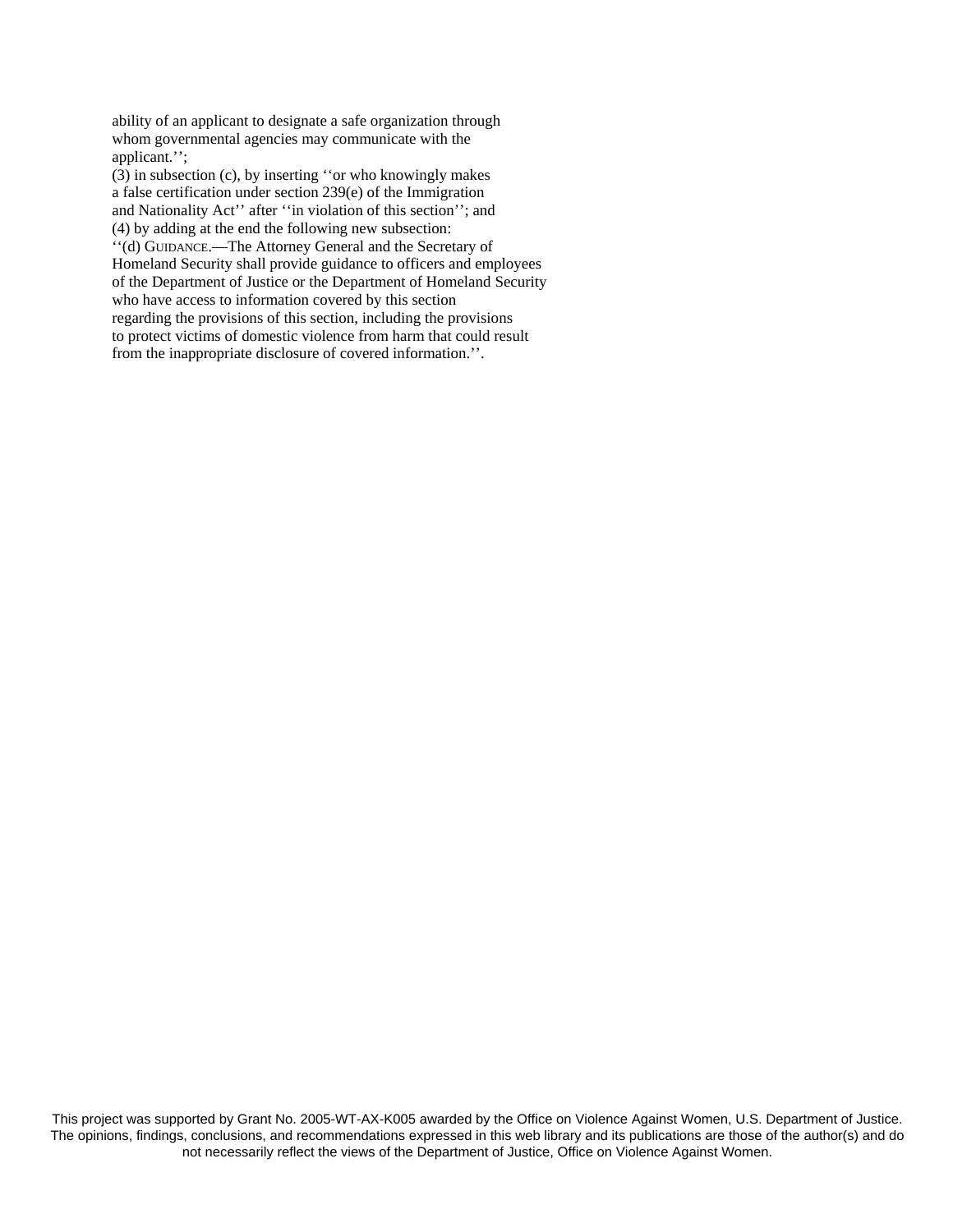ability of an applicant to designate a safe organization through whom governmental agencies may communicate with the applicant.'';

(3) in subsection (c), by inserting ''or who knowingly makes a false certification under section 239(e) of the Immigration and Nationality Act'' after ''in violation of this section''; and

(4) by adding at the end the following new subsection:

''(d) GUIDANCE.—The Attorney General and the Secretary of Homeland Security shall provide guidance to officers and employees of the Department of Justice or the Department of Homeland Security who have access to information covered by this section regarding the provisions of this section, including the provisions to protect victims of domestic violence from harm that could result from the inappropriate disclosure of covered information.''.